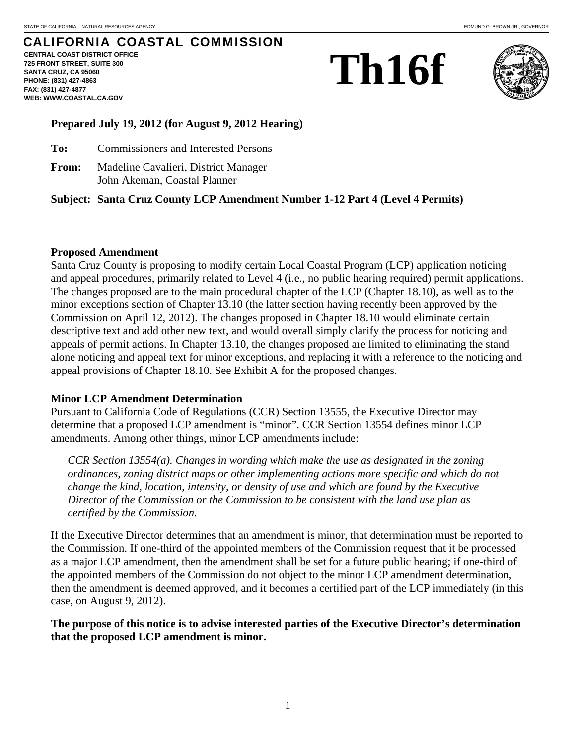STATE OF CALIFORNIA – NATURAL RESOURCES AGENCY EDMUND G. BROWN JR., GOVERNOR

# CALIFORNIA COASTAL COMMISSION

**CENTRAL COAST DISTRICT OFFICE**
**725 FRONT STREET, SUITE 300**
**SANTA CRUZ, CA 95060**
**PHONE: (831) 427-4863**
**FAX: (831) 427-4877**
**WEB: WWW.COASTAL.CA.GOV**

# Th16f

**Prepared July 19, 2012 (for August 9, 2012 Hearing)**

**To:** Commissioners and Interested Persons

**From:** Madeline Cavalieri, District Manager
John Akeman, Coastal Planner

**Subject: Santa Cruz County LCP Amendment Number 1-12 Part 4 (Level 4 Permits)**

### Proposed Amendment

Santa Cruz County is proposing to modify certain Local Coastal Program (LCP) application noticing and appeal procedures, primarily related to Level 4 (i.e., no public hearing required) permit applications. The changes proposed are to the main procedural chapter of the LCP (Chapter 18.10), as well as to the minor exceptions section of Chapter 13.10 (the latter section having recently been approved by the Commission on April 12, 2012). The changes proposed in Chapter 18.10 would eliminate certain descriptive text and add other new text, and would overall simply clarify the process for noticing and appeals of permit actions. In Chapter 13.10, the changes proposed are limited to eliminating the stand alone noticing and appeal text for minor exceptions, and replacing it with a reference to the noticing and appeal provisions of Chapter 18.10. See Exhibit A for the proposed changes.

### Minor LCP Amendment Determination

Pursuant to California Code of Regulations (CCR) Section 13555, the Executive Director may determine that a proposed LCP amendment is "minor". CCR Section 13554 defines minor LCP amendments. Among other things, minor LCP amendments include:

> *CCR Section 13554(a). Changes in wording which make the use as designated in the zoning ordinances, zoning district maps or other implementing actions more specific and which do not change the kind, location, intensity, or density of use and which are found by the Executive Director of the Commission or the Commission to be consistent with the land use plan as certified by the Commission.*

If the Executive Director determines that an amendment is minor, that determination must be reported to the Commission. If one-third of the appointed members of the Commission request that it be processed as a major LCP amendment, then the amendment shall be set for a future public hearing; if one-third of the appointed members of the Commission do not object to the minor LCP amendment determination, then the amendment is deemed approved, and it becomes a certified part of the LCP immediately (in this case, on August 9, 2012).

**The purpose of this notice is to advise interested parties of the Executive Director's determination that the proposed LCP amendment is minor.**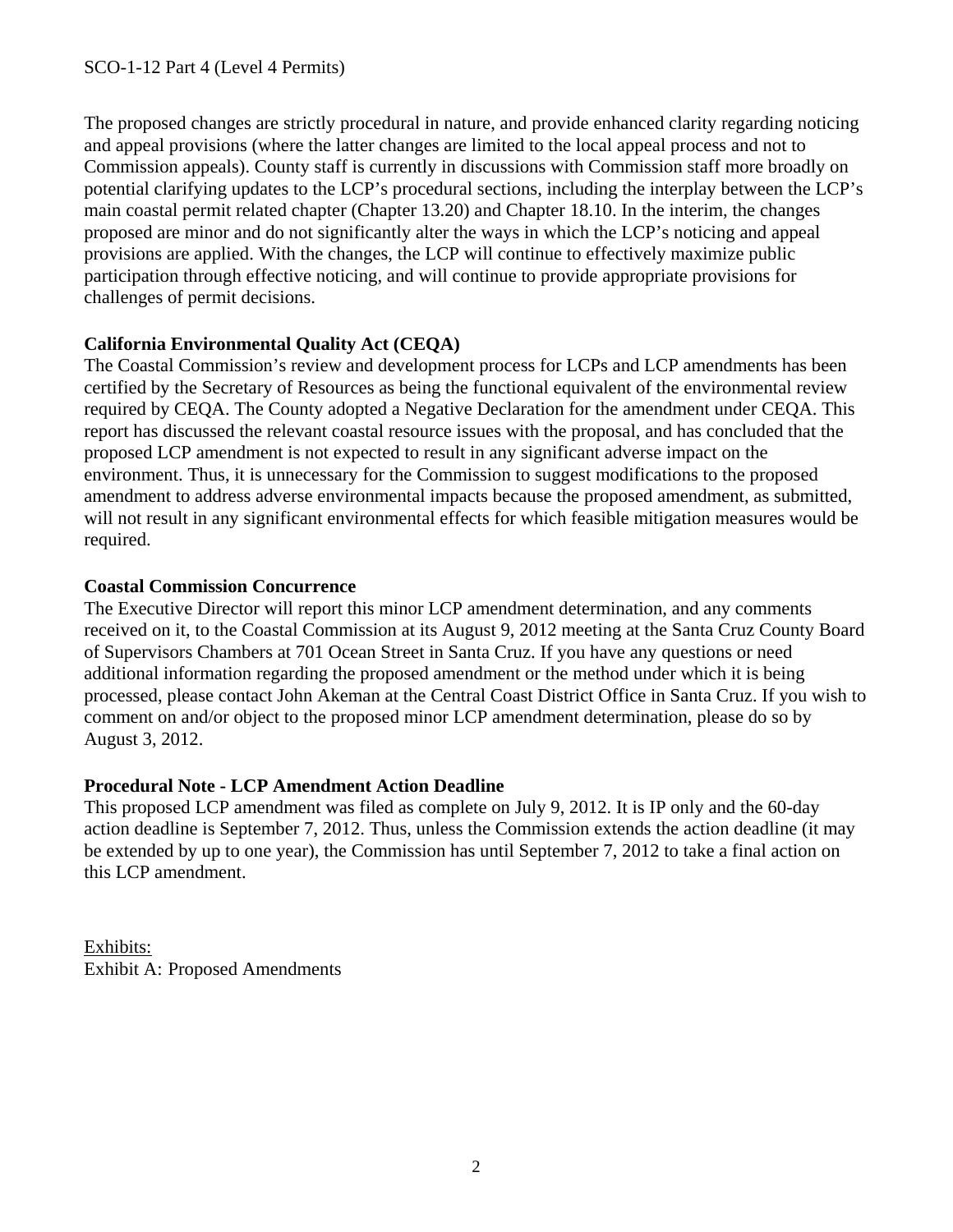The proposed changes are strictly procedural in nature, and provide enhanced clarity regarding noticing and appeal provisions (where the latter changes are limited to the local appeal process and not to Commission appeals). County staff is currently in discussions with Commission staff more broadly on potential clarifying updates to the LCP's procedural sections, including the interplay between the LCP's main coastal permit related chapter (Chapter 13.20) and Chapter 18.10. In the interim, the changes proposed are minor and do not significantly alter the ways in which the LCP's noticing and appeal provisions are applied. With the changes, the LCP will continue to effectively maximize public participation through effective noticing, and will continue to provide appropriate provisions for challenges of permit decisions.

**California Environmental Quality Act (CEQA)**

The Coastal Commission's review and development process for LCPs and LCP amendments has been certified by the Secretary of Resources as being the functional equivalent of the environmental review required by CEQA. The County adopted a Negative Declaration for the amendment under CEQA. This report has discussed the relevant coastal resource issues with the proposal, and has concluded that the proposed LCP amendment is not expected to result in any significant adverse impact on the environment. Thus, it is unnecessary for the Commission to suggest modifications to the proposed amendment to address adverse environmental impacts because the proposed amendment, as submitted, will not result in any significant environmental effects for which feasible mitigation measures would be required.

**Coastal Commission Concurrence**

The Executive Director will report this minor LCP amendment determination, and any comments received on it, to the Coastal Commission at its August 9, 2012 meeting at the Santa Cruz County Board of Supervisors Chambers at 701 Ocean Street in Santa Cruz. If you have any questions or need additional information regarding the proposed amendment or the method under which it is being processed, please contact John Akeman at the Central Coast District Office in Santa Cruz. If you wish to comment on and/or object to the proposed minor LCP amendment determination, please do so by August 3, 2012.

**Procedural Note - LCP Amendment Action Deadline**

This proposed LCP amendment was filed as complete on July 9, 2012. It is IP only and the 60-day action deadline is September 7, 2012. Thus, unless the Commission extends the action deadline (it may be extended by up to one year), the Commission has until September 7, 2012 to take a final action on this LCP amendment.

Exhibits:
Exhibit A: Proposed Amendments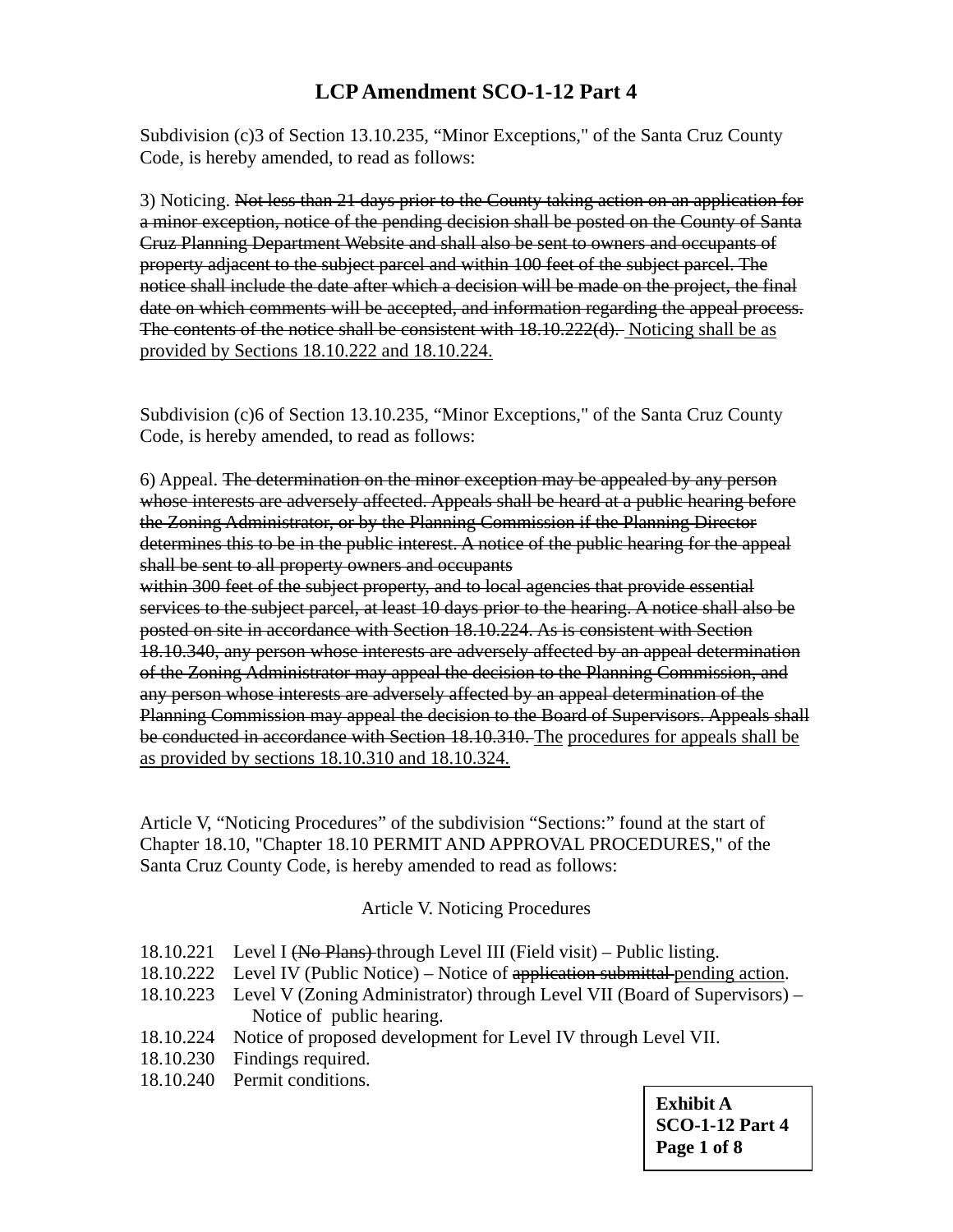# LCP Amendment SCO-1-12 Part 4

Subdivision (c)3 of Section 13.10.235, “Minor Exceptions," of the Santa Cruz County Code, is hereby amended, to read as follows:

3) Noticing. ~~Not less than 21 days prior to the County taking action on an application for a minor exception, notice of the pending decision shall be posted on the County of Santa Cruz Planning Department Website and shall also be sent to owners and occupants of property adjacent to the subject parcel and within 100 feet of the subject parcel. The notice shall include the date after which a decision will be made on the project, the final date on which comments will be accepted, and information regarding the appeal process. The contents of the notice shall be consistent with 18.10.222(d).~~ <u>Noticing shall be as provided by Sections 18.10.222 and 18.10.224.</u>

Subdivision (c)6 of Section 13.10.235, “Minor Exceptions," of the Santa Cruz County Code, is hereby amended, to read as follows:

6) Appeal. ~~The determination on the minor exception may be appealed by any person whose interests are adversely affected. Appeals shall be heard at a public hearing before the Zoning Administrator, or by the Planning Commission if the Planning Director determines this to be in the public interest. A notice of the public hearing for the appeal shall be sent to all property owners and occupants within 300 feet of the subject property, and to local agencies that provide essential services to the subject parcel, at least 10 days prior to the hearing. A notice shall also be posted on site in accordance with Section 18.10.224. As is consistent with Section 18.10.340, any person whose interests are adversely affected by an appeal determination of the Zoning Administrator may appeal the decision to the Planning Commission, and any person whose interests are adversely affected by an appeal determination of the Planning Commission may appeal the decision to the Board of Supervisors. Appeals shall be conducted in accordance with Section 18.10.310.~~ <u>The procedures for appeals shall be as provided by sections 18.10.310 and 18.10.324.</u>

Article V, “Noticing Procedures” of the subdivision “Sections:” found at the start of Chapter 18.10, "Chapter 18.10 PERMIT AND APPROVAL PROCEDURES," of the Santa Cruz County Code, is hereby amended to read as follows:

Article V. Noticing Procedures

18.10.221 Level I ~~(No Plans)~~ through Level III (Field visit) – Public listing.
18.10.222 Level IV (Public Notice) – Notice of ~~application submittal~~ <u>pending action</u>.
18.10.223 Level V (Zoning Administrator) through Level VII (Board of Supervisors) – Notice of public hearing.
18.10.224 Notice of proposed development for Level IV through Level VII.
18.10.230 Findings required.
18.10.240 Permit conditions.

**Exhibit A**
**SCO-1-12 Part 4**
**Page 1 of 8**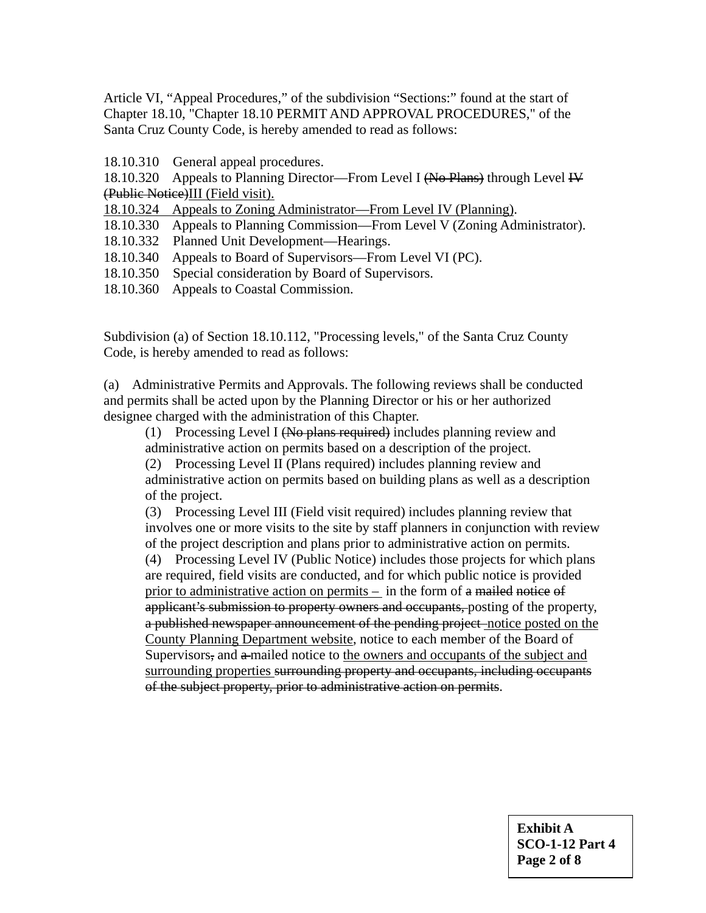Article VI, "Appeal Procedures," of the subdivision "Sections:" found at the start of Chapter 18.10, "Chapter 18.10 PERMIT AND APPROVAL PROCEDURES," of the Santa Cruz County Code, is hereby amended to read as follows:

18.10.310 General appeal procedures.
18.10.320 Appeals to Planning Director—From Level I ~~(No Plans)~~ through Level ~~IV (Public Notice)~~<u>III (Field visit).</u>
<u>18.10.324 Appeals to Zoning Administrator—From Level IV (Planning)</u>.
18.10.330 Appeals to Planning Commission—From Level V (Zoning Administrator).
18.10.332 Planned Unit Development—Hearings.
18.10.340 Appeals to Board of Supervisors—From Level VI (PC).
18.10.350 Special consideration by Board of Supervisors.
18.10.360 Appeals to Coastal Commission.

Subdivision (a) of Section 18.10.112, "Processing levels," of the Santa Cruz County Code, is hereby amended to read as follows:

(a) Administrative Permits and Approvals. The following reviews shall be conducted and permits shall be acted upon by the Planning Director or his or her authorized designee charged with the administration of this Chapter.

> (1) Processing Level I ~~(No plans required)~~ includes planning review and administrative action on permits based on a description of the project.
>
> (2) Processing Level II (Plans required) includes planning review and administrative action on permits based on building plans as well as a description of the project.
>
> (3) Processing Level III (Field visit required) includes planning review that involves one or more visits to the site by staff planners in conjunction with review of the project description and plans prior to administrative action on permits.
>
> (4) Processing Level IV (Public Notice) includes those projects for which plans are required, field visits are conducted, and for which public notice is provided <u>prior to administrative action on permits –</u> in the form of ~~a mailed notice of applicant's submission to property owners and occupants,~~ posting of the property, ~~a published newspaper announcement of the pending project~~ <u>notice posted on the County Planning Department website</u>, notice to each member of the Board of Supervisors~~,~~ and ~~a~~ mailed notice to <u>the owners and occupants of the subject and surrounding properties</u> ~~surrounding property and occupants, including occupants of the subject property, prior to administrative action on permits~~.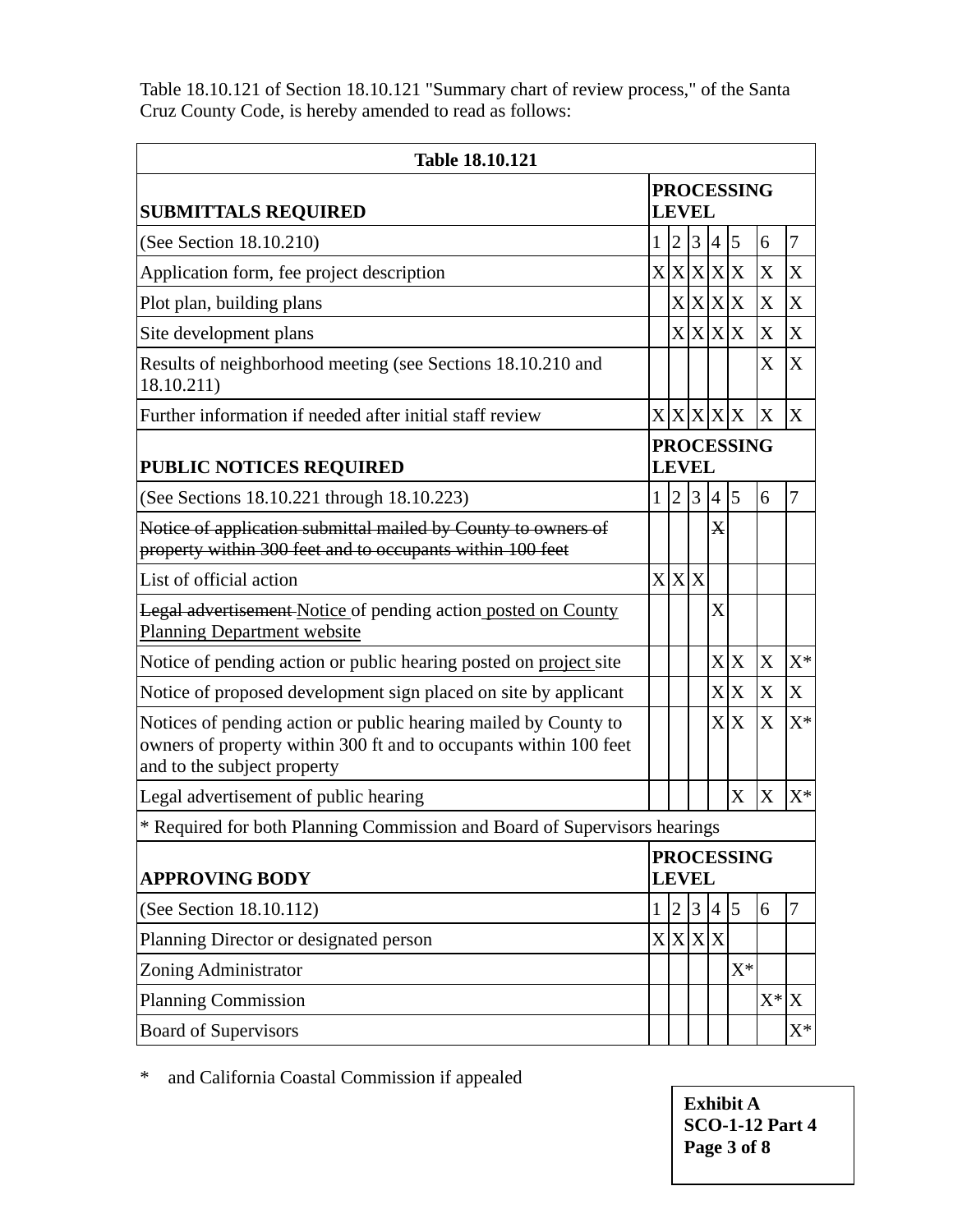Table 18.10.121 of Section 18.10.121 "Summary chart of review process," of the Santa Cruz County Code, is hereby amended to read as follows:

| **Table 18.10.121** | | | | | | | |
|---|---|---|---|---|---|---|---|
| **SUBMITTALS REQUIRED** | **PROCESSING LEVEL** | | | | | | |
| (See Section 18.10.210) | 1 | 2 | 3 | 4 | 5 | 6 | 7 |
| Application form, fee project description | X | X | X | X | X | X | X |
| Plot plan, building plans | | X | X | X | X | X | X |
| Site development plans | | X | X | X | X | X | X |
| Results of neighborhood meeting (see Sections 18.10.210 and 18.10.211) | | | | | | X | X |
| Further information if needed after initial staff review | X | X | X | X | X | X | X |
| **PUBLIC NOTICES REQUIRED** | **PROCESSING LEVEL** | | | | | | |
| (See Sections 18.10.221 through 18.10.223) | 1 | 2 | 3 | 4 | 5 | 6 | 7 |
| ~~Notice of application submittal mailed by County to owners of property within 300 feet and to occupants within 100 feet~~ | | | | ~~X~~ | | | |
| List of official action | X | X | X | | | | |
| ~~Legal advertisement~~ <u>Notice</u> of pending action <u>posted on County Planning Department website</u> | | | | X | | | |
| Notice of pending action or public hearing posted on <u>project</u> site | | | | X | X | X | X* |
| Notice of proposed development sign placed on site by applicant | | | | X | X | X | X |
| Notices of pending action or public hearing mailed by County to owners of property within 300 ft and to occupants within 100 feet and to the subject property | | | | X | X | X | X* |
| Legal advertisement of public hearing | | | | | X | X | X* |
| * Required for both Planning Commission and Board of Supervisors hearings | | | | | | | |
| **APPROVING BODY** | **PROCESSING LEVEL** | | | | | | |
| (See Section 18.10.112) | 1 | 2 | 3 | 4 | 5 | 6 | 7 |
| Planning Director or designated person | X | X | X | X | | | |
| Zoning Administrator | | | | | X* | | |
| Planning Commission | | | | | | X* | X |
| Board of Supervisors | | | | | | | X* |

\* and California Coastal Commission if appealed

**Exhibit A**
**SCO-1-12 Part 4**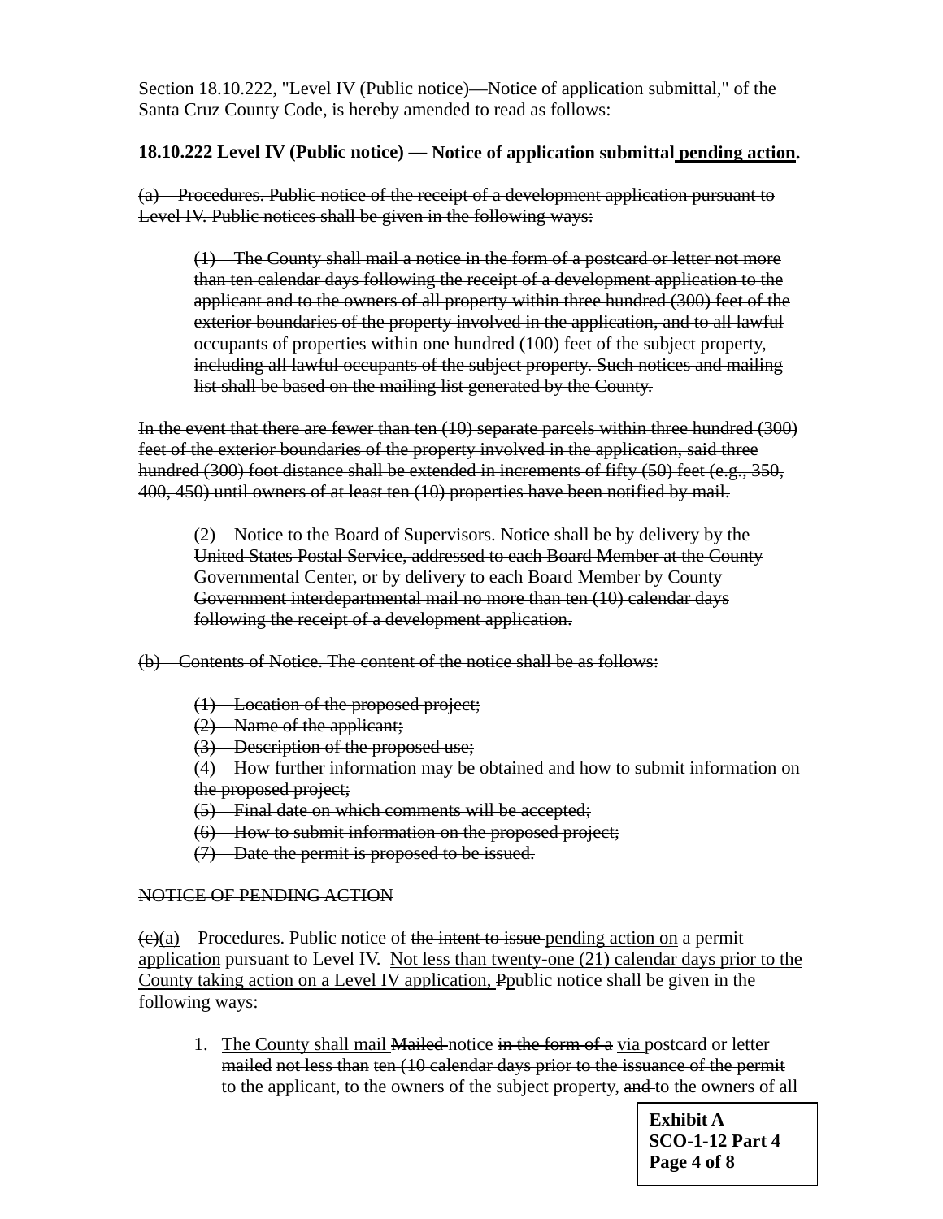Section 18.10.222, "Level IV (Public notice)—Notice of application submittal," of the Santa Cruz County Code, is hereby amended to read as follows:

**18.10.222 Level IV (Public notice) — Notice of ~~application submittal~~ <u>pending action</u>.**

~~(a) Procedures. Public notice of the receipt of a development application pursuant to Level IV. Public notices shall be given in the following ways:~~

> ~~(1) The County shall mail a notice in the form of a postcard or letter not more than ten calendar days following the receipt of a development application to the applicant and to the owners of all property within three hundred (300) feet of the exterior boundaries of the property involved in the application, and to all lawful occupants of properties within one hundred (100) feet of the subject property, including all lawful occupants of the subject property. Such notices and mailing list shall be based on the mailing list generated by the County.~~

~~In the event that there are fewer than ten (10) separate parcels within three hundred (300) feet of the exterior boundaries of the property involved in the application, said three hundred (300) foot distance shall be extended in increments of fifty (50) feet (e.g., 350, 400, 450) until owners of at least ten (10) properties have been notified by mail.~~

> ~~(2) Notice to the Board of Supervisors. Notice shall be by delivery by the United States Postal Service, addressed to each Board Member at the County Governmental Center, or by delivery to each Board Member by County Government interdepartmental mail no more than ten (10) calendar days following the receipt of a development application.~~

~~(b) Contents of Notice. The content of the notice shall be as follows:~~

> ~~(1) Location of the proposed project;~~
> ~~(2) Name of the applicant;~~
> ~~(3) Description of the proposed use;~~
> ~~(4) How further information may be obtained and how to submit information on the proposed project;~~
> ~~(5) Final date on which comments will be accepted;~~
> ~~(6) How to submit information on the proposed project;~~
> ~~(7) Date the permit is proposed to be issued.~~

~~NOTICE OF PENDING ACTION~~

~~(c)~~<u>(a)</u> Procedures. Public notice of ~~the intent to issue~~ <u>pending action on</u> a permit <u>application</u> pursuant to Level IV. <u>Not less than twenty-one (21) calendar days prior to the County taking action on a Level IV application,</u> ~~P~~<u>p</u>ublic notice shall be given in the following ways:

> 1. <u>The County shall mail</u> ~~Mailed~~ notice ~~in the form of a~~ <u>via</u> postcard or letter ~~mailed not less than ten (10 calendar days prior to the issuance of the permit~~ to the applicant<u>, to the owners of the subject property,</u> ~~and~~ to the owners of all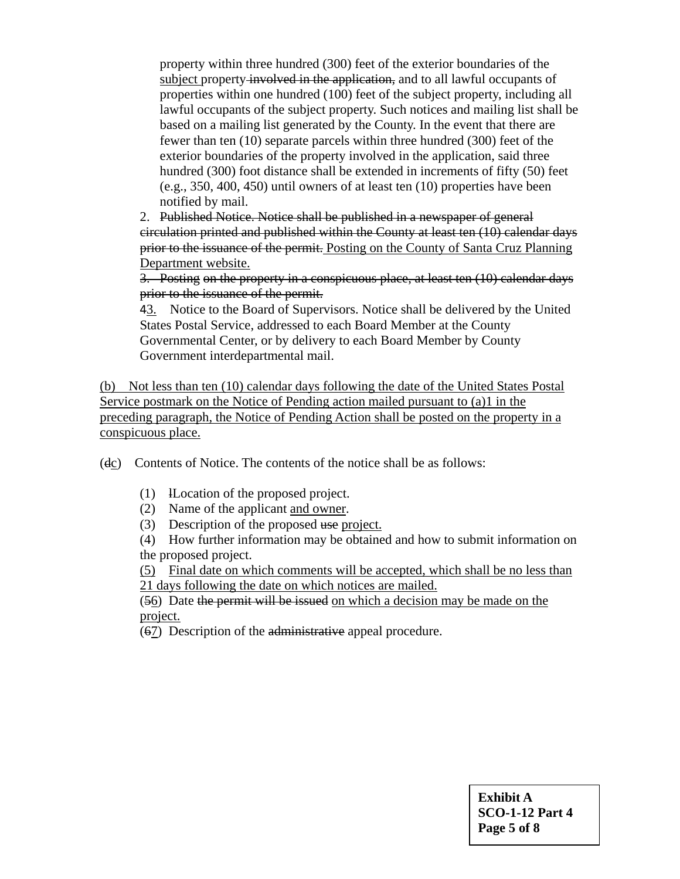property within three hundred (300) feet of the exterior boundaries of the <u>subject</u> property~~ involved in the application,~~ and to all lawful occupants of properties within one hundred (100) feet of the subject property, including all lawful occupants of the subject property. Such notices and mailing list shall be based on a mailing list generated by the County. In the event that there are fewer than ten (10) separate parcels within three hundred (300) feet of the exterior boundaries of the property involved in the application, said three hundred (300) foot distance shall be extended in increments of fifty (50) feet (e.g., 350, 400, 450) until owners of at least ten (10) properties have been notified by mail.

2. ~~Published Notice. Notice shall be published in a newspaper of general circulation printed and published within the County at least ten (10) calendar days prior to the issuance of the permit.~~ <u>Posting on the County of Santa Cruz Planning Department website.</u>

~~3. Posting on the property in a conspicuous place, at least ten (10) calendar days prior to the issuance of the permit.~~

~~4~~<u>3.</u> Notice to the Board of Supervisors. Notice shall be delivered by the United States Postal Service, addressed to each Board Member at the County Governmental Center, or by delivery to each Board Member by County Government interdepartmental mail.

<u>(b) Not less than ten (10) calendar days following the date of the United States Postal Service postmark on the Notice of Pending action mailed pursuant to (a)1 in the preceding paragraph, the Notice of Pending Action shall be posted on the property in a conspicuous place.</u>

(~~d~~<u>c</u>) Contents of Notice. The contents of the notice shall be as follows:

(1) ~~l~~Location of the proposed project.

(2) Name of the applicant <u>and owner</u>.

(3) Description of the proposed ~~use~~ <u>project.</u>

(4) How further information may be obtained and how to submit information on the proposed project.

<u>(5) Final date on which comments will be accepted, which shall be no less than 21 days following the date on which notices are mailed.</u>

(~~5~~<u>6</u>) Date ~~the permit will be issued~~ <u>on which a decision may be made on the project.</u>

(~~6~~<u>7</u>) Description of the ~~administrative~~ appeal procedure.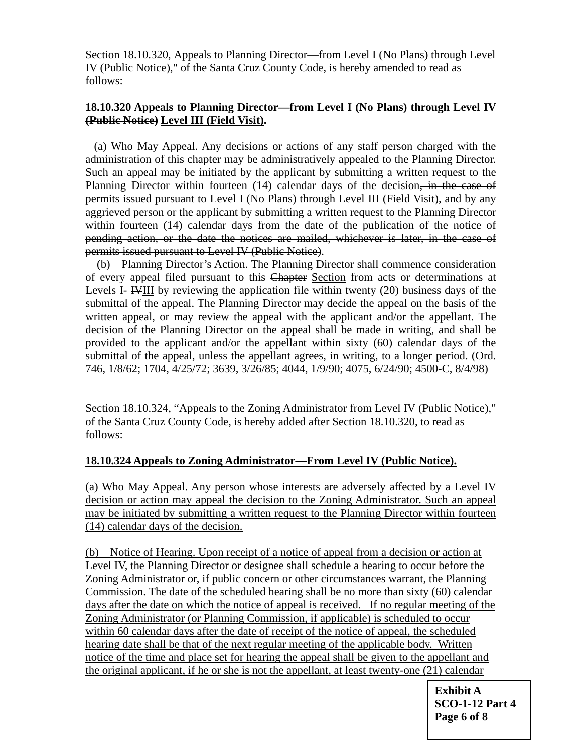Section 18.10.320, Appeals to Planning Director—from Level I (No Plans) through Level IV (Public Notice)," of the Santa Cruz County Code, is hereby amended to read as follows:

**18.10.320 Appeals to Planning Director—from Level I ~~(No Plans)~~ through ~~Level IV (Public Notice)~~ <u>Level III (Field Visit)</u>.**

(a) Who May Appeal. Any decisions or actions of any staff person charged with the administration of this chapter may be administratively appealed to the Planning Director. Such an appeal may be initiated by the applicant by submitting a written request to the Planning Director within fourteen (14) calendar days of the decision~~, in the case of permits issued pursuant to Level I (No Plans) through Level III (Field Visit), and by any aggrieved person or the applicant by submitting a written request to the Planning Director within fourteen (14) calendar days from the date of the publication of the notice of pending action, or the date the notices are mailed, whichever is later, in the case of permits issued pursuant to Level IV (Public Notice)~~.

(b) Planning Director's Action. The Planning Director shall commence consideration of every appeal filed pursuant to this ~~Chapter~~ <u>Section</u> from acts or determinations at Levels I- ~~IV~~<u>III</u> by reviewing the application file within twenty (20) business days of the submittal of the appeal. The Planning Director may decide the appeal on the basis of the written appeal, or may review the appeal with the applicant and/or the appellant. The decision of the Planning Director on the appeal shall be made in writing, and shall be provided to the applicant and/or the appellant within sixty (60) calendar days of the submittal of the appeal, unless the appellant agrees, in writing, to a longer period. (Ord. 746, 1/8/62; 1704, 4/25/72; 3639, 3/26/85; 4044, 1/9/90; 4075, 6/24/90; 4500-C, 8/4/98)

Section 18.10.324, "Appeals to the Zoning Administrator from Level IV (Public Notice)," of the Santa Cruz County Code, is hereby added after Section 18.10.320, to read as follows:

<u>**18.10.324 Appeals to Zoning Administrator—From Level IV (Public Notice).**</u>

<u>(a) Who May Appeal. Any person whose interests are adversely affected by a Level IV decision or action may appeal the decision to the Zoning Administrator. Such an appeal may be initiated by submitting a written request to the Planning Director within fourteen (14) calendar days of the decision.</u>

<u>(b) Notice of Hearing. Upon receipt of a notice of appeal from a decision or action at Level IV, the Planning Director or designee shall schedule a hearing to occur before the Zoning Administrator or, if public concern or other circumstances warrant, the Planning Commission. The date of the scheduled hearing shall be no more than sixty (60) calendar days after the date on which the notice of appeal is received. If no regular meeting of the Zoning Administrator (or Planning Commission, if applicable) is scheduled to occur within 60 calendar days after the date of receipt of the notice of appeal, the scheduled hearing date shall be that of the next regular meeting of the applicable body. Written notice of the time and place set for hearing the appeal shall be given to the appellant and the original applicant, if he or she is not the appellant, at least twenty-one (21) calendar</u>

**Exhibit A**
**SCO-1-12 Part 4**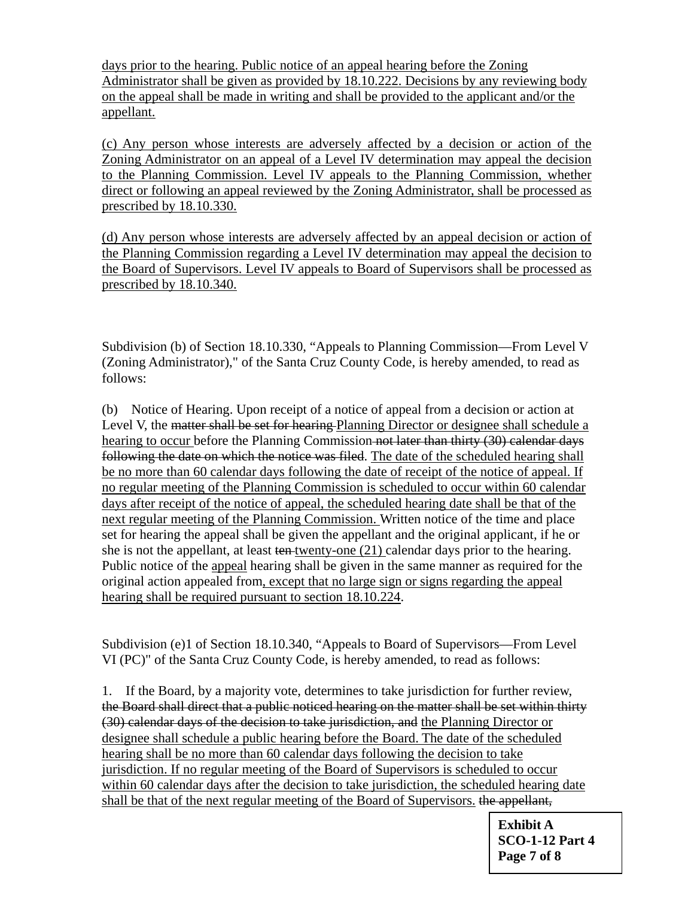<u>days prior to the hearing. Public notice of an appeal hearing before the Zoning Administrator shall be given as provided by 18.10.222. Decisions by any reviewing body on the appeal shall be made in writing and shall be provided to the applicant and/or the appellant.</u>

<u>(c) Any person whose interests are adversely affected by a decision or action of the Zoning Administrator on an appeal of a Level IV determination may appeal the decision to the Planning Commission. Level IV appeals to the Planning Commission, whether direct or following an appeal reviewed by the Zoning Administrator, shall be processed as prescribed by 18.10.330.</u>

<u>(d) Any person whose interests are adversely affected by an appeal decision or action of the Planning Commission regarding a Level IV determination may appeal the decision to the Board of Supervisors. Level IV appeals to Board of Supervisors shall be processed as prescribed by 18.10.340.</u>

Subdivision (b) of Section 18.10.330, "Appeals to Planning Commission—From Level V (Zoning Administrator)," of the Santa Cruz County Code, is hereby amended, to read as follows:

(b) Notice of Hearing. Upon receipt of a notice of appeal from a decision or action at Level V, the ~~matter shall be set for hearing~~ <u>Planning Director or designee shall schedule a hearing to occur</u> before the Planning Commission ~~not later than thirty (30) calendar days following the date on which the notice was filed~~. <u>The date of the scheduled hearing shall be no more than 60 calendar days following the date of receipt of the notice of appeal. If no regular meeting of the Planning Commission is scheduled to occur within 60 calendar days after receipt of the notice of appeal, the scheduled hearing date shall be that of the next regular meeting of the Planning Commission.</u> Written notice of the time and place set for hearing the appeal shall be given the appellant and the original applicant, if he or she is not the appellant, at least ~~ten~~ <u>twenty-one (21)</u> calendar days prior to the hearing. Public notice of the <u>appeal</u> hearing shall be given in the same manner as required for the original action appealed from<u>, except that no large sign or signs regarding the appeal hearing shall be required pursuant to section 18.10.224</u>.

Subdivision (e)1 of Section 18.10.340, "Appeals to Board of Supervisors—From Level VI (PC)" of the Santa Cruz County Code, is hereby amended, to read as follows:

1. If the Board, by a majority vote, determines to take jurisdiction for further review, ~~the Board shall direct that a public noticed hearing on the matter shall be set within thirty (30) calendar days of the decision to take jurisdiction, and~~ <u>the Planning Director or designee shall schedule a public hearing before the Board. The date of the scheduled hearing shall be no more than 60 calendar days following the decision to take jurisdiction. If no regular meeting of the Board of Supervisors is scheduled to occur within 60 calendar days after the decision to take jurisdiction, the scheduled hearing date shall be that of the next regular meeting of the Board of Supervisors.</u> ~~the appellant,~~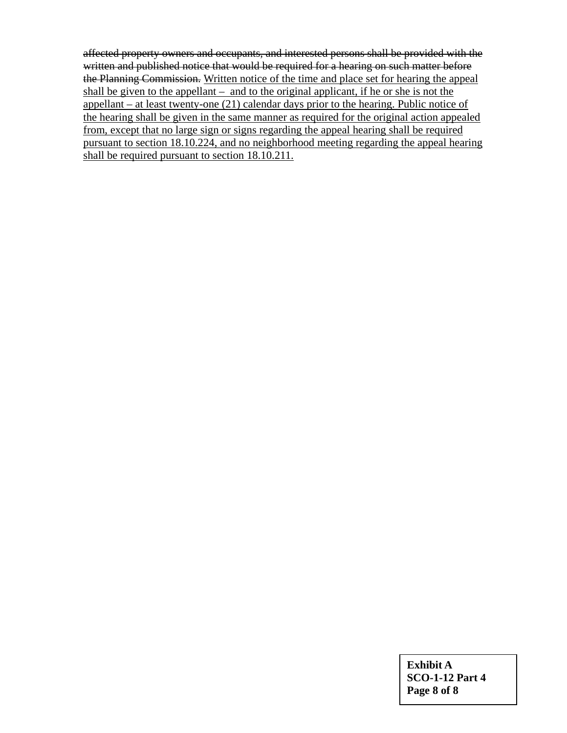~~affected property owners and occupants, and interested persons shall be provided with the written and published notice that would be required for a hearing on such matter before the Planning Commission.~~ <u>Written notice of the time and place set for hearing the appeal shall be given to the appellant – and to the original applicant, if he or she is not the appellant – at least twenty-one (21) calendar days prior to the hearing. Public notice of the hearing shall be given in the same manner as required for the original action appealed from, except that no large sign or signs regarding the appeal hearing shall be required pursuant to section 18.10.224, and no neighborhood meeting regarding the appeal hearing shall be required pursuant to section 18.10.211.</u>